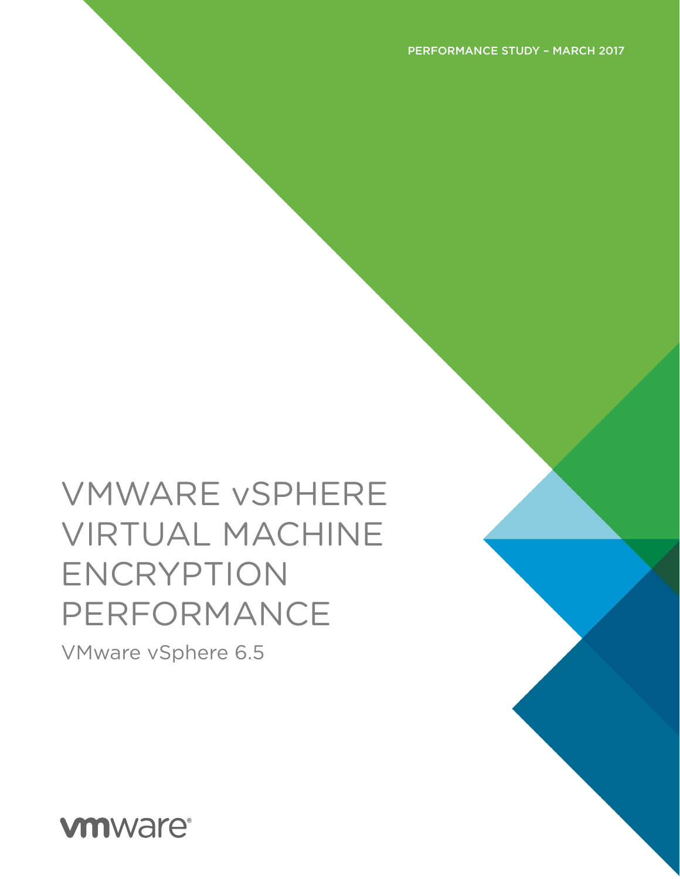PERFORMANCE STUDY – MARCH 2017

# VMWARE vSPHERE VIRTUAL MACHINE ENCRYPTION PERFORMANCE

VMware vSphere 6.5

vmware®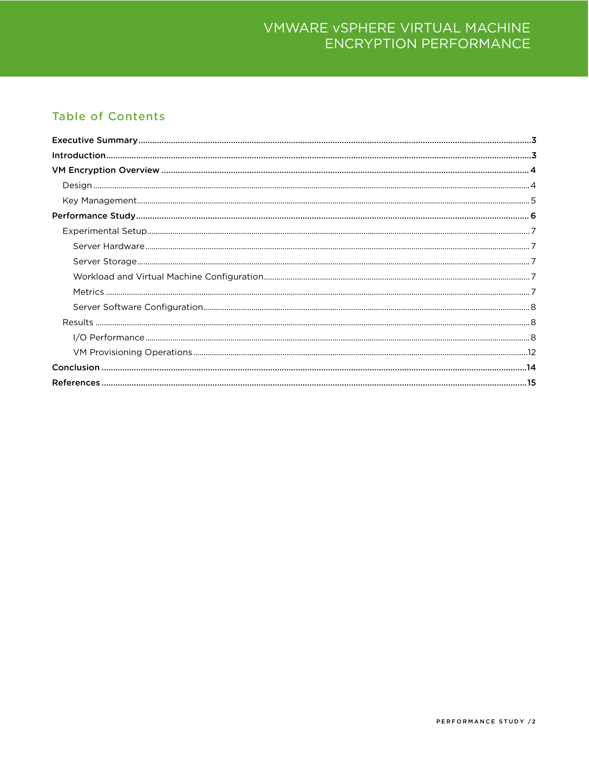## Table of Contents

- Executive Summary .......... 3
- Introduction .......... 3
- VM Encryption Overview .......... 4
  - Design .......... 4
  - Key Management .......... 5
- Performance Study .......... 6
  - Experimental Setup .......... 7
    - Server Hardware .......... 7
    - Server Storage .......... 7
    - Workload and Virtual Machine Configuration .......... 7
    - Metrics .......... 7
    - Server Software Configuration .......... 8
  - Results .......... 8
    - I/O Performance .......... 8
    - VM Provisioning Operations .......... 12
- Conclusion .......... 14
- References .......... 15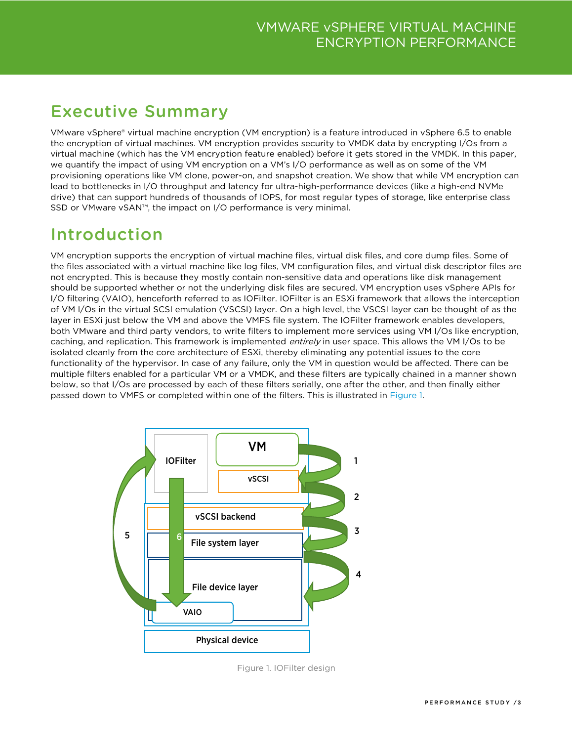## Executive Summary

VMware vSphere® virtual machine encryption (VM encryption) is a feature introduced in vSphere 6.5 to enable the encryption of virtual machines. VM encryption provides security to VMDK data by encrypting I/Os from a virtual machine (which has the VM encryption feature enabled) before it gets stored in the VMDK. In this paper, we quantify the impact of using VM encryption on a VM's I/O performance as well as on some of the VM provisioning operations like VM clone, power-on, and snapshot creation. We show that while VM encryption can lead to bottlenecks in I/O throughput and latency for ultra-high-performance devices (like a high-end NVMe drive) that can support hundreds of thousands of IOPS, for most regular types of storage, like enterprise class SSD or VMware vSAN™, the impact on I/O performance is very minimal.

## Introduction

VM encryption supports the encryption of virtual machine files, virtual disk files, and core dump files. Some of the files associated with a virtual machine like log files, VM configuration files, and virtual disk descriptor files are not encrypted. This is because they mostly contain non-sensitive data and operations like disk management should be supported whether or not the underlying disk files are secured. VM encryption uses vSphere APIs for I/O filtering (VAIO), henceforth referred to as IOFilter. IOFilter is an ESXi framework that allows the interception of VM I/Os in the virtual SCSI emulation (VSCSI) layer. On a high level, the VSCSI layer can be thought of as the layer in ESXi just below the VM and above the VMFS file system. The IOFilter framework enables developers, both VMware and third party vendors, to write filters to implement more services using VM I/Os like encryption, caching, and replication. This framework is implemented *entirely* in user space. This allows the VM I/Os to be isolated cleanly from the core architecture of ESXi, thereby eliminating any potential issues to the core functionality of the hypervisor. In case of any failure, only the VM in question would be affected. There can be multiple filters enabled for a particular VM or a VMDK, and these filters are typically chained in a manner shown below, so that I/Os are processed by each of these filters serially, one after the other, and then finally either passed down to VMFS or completed within one of the filters. This is illustrated in Figure 1.

Figure 1. IOFilter design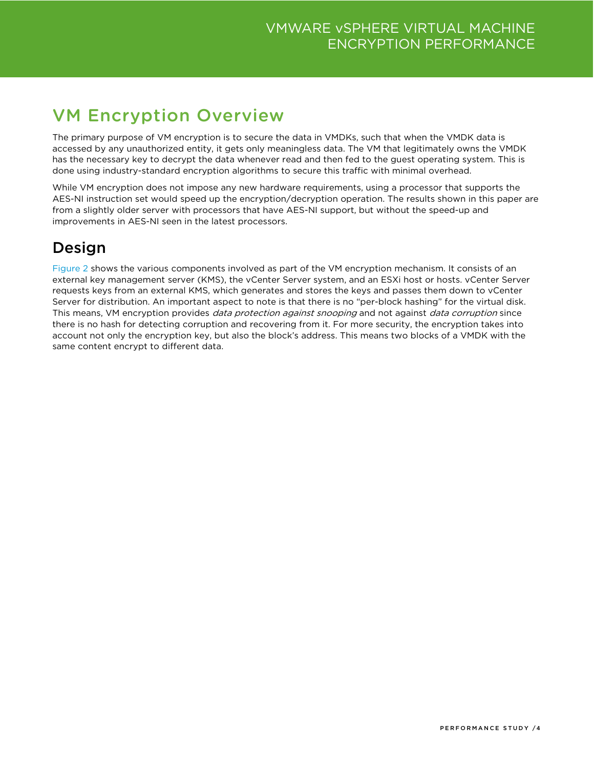# VM Encryption Overview

The primary purpose of VM encryption is to secure the data in VMDKs, such that when the VMDK data is accessed by any unauthorized entity, it gets only meaningless data. The VM that legitimately owns the VMDK has the necessary key to decrypt the data whenever read and then fed to the guest operating system. This is done using industry-standard encryption algorithms to secure this traffic with minimal overhead.

While VM encryption does not impose any new hardware requirements, using a processor that supports the AES-NI instruction set would speed up the encryption/decryption operation. The results shown in this paper are from a slightly older server with processors that have AES-NI support, but without the speed-up and improvements in AES-NI seen in the latest processors.

## Design

Figure 2 shows the various components involved as part of the VM encryption mechanism. It consists of an external key management server (KMS), the vCenter Server system, and an ESXi host or hosts. vCenter Server requests keys from an external KMS, which generates and stores the keys and passes them down to vCenter Server for distribution. An important aspect to note is that there is no "per-block hashing" for the virtual disk. This means, VM encryption provides *data protection against snooping* and not against *data corruption* since there is no hash for detecting corruption and recovering from it. For more security, the encryption takes into account not only the encryption key, but also the block's address. This means two blocks of a VMDK with the same content encrypt to different data.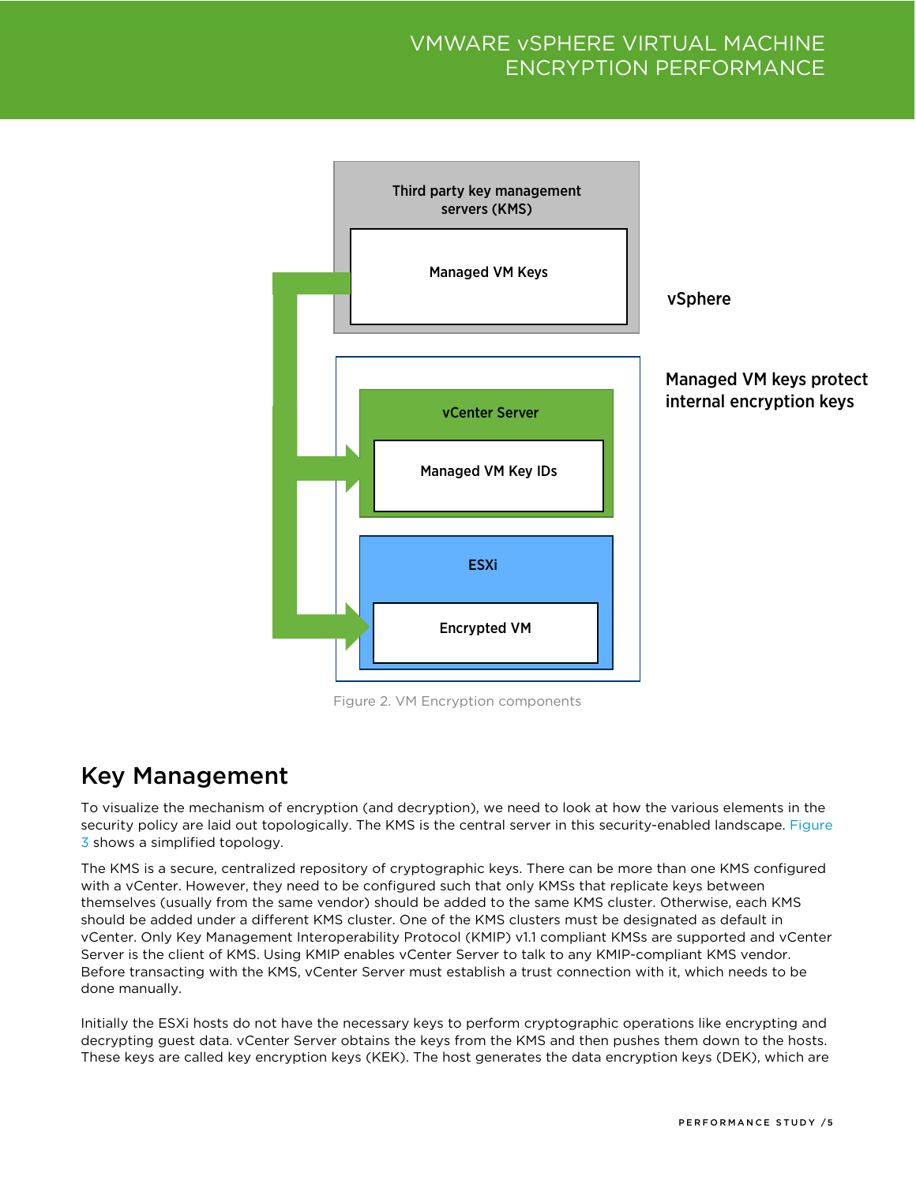Third party key management servers (KMS)

Managed VM Keys

vSphere

Managed VM keys protect internal encryption keys

vCenter Server

Managed VM Key IDs

ESXi

Encrypted VM

Figure 2. VM Encryption components

## Key Management

To visualize the mechanism of encryption (and decryption), we need to look at how the various elements in the security policy are laid out topologically. The KMS is the central server in this security-enabled landscape. Figure 3 shows a simplified topology.

The KMS is a secure, centralized repository of cryptographic keys. There can be more than one KMS configured with a vCenter. However, they need to be configured such that only KMSs that replicate keys between themselves (usually from the same vendor) should be added to the same KMS cluster. Otherwise, each KMS should be added under a different KMS cluster. One of the KMS clusters must be designated as default in vCenter. Only Key Management Interoperability Protocol (KMIP) v1.1 compliant KMSs are supported and vCenter Server is the client of KMS. Using KMIP enables vCenter Server to talk to any KMIP-compliant KMS vendor. Before transacting with the KMS, vCenter Server must establish a trust connection with it, which needs to be done manually.

Initially the ESXi hosts do not have the necessary keys to perform cryptographic operations like encrypting and decrypting guest data. vCenter Server obtains the keys from the KMS and then pushes them down to the hosts. These keys are called key encryption keys (KEK). The host generates the data encryption keys (DEK), which are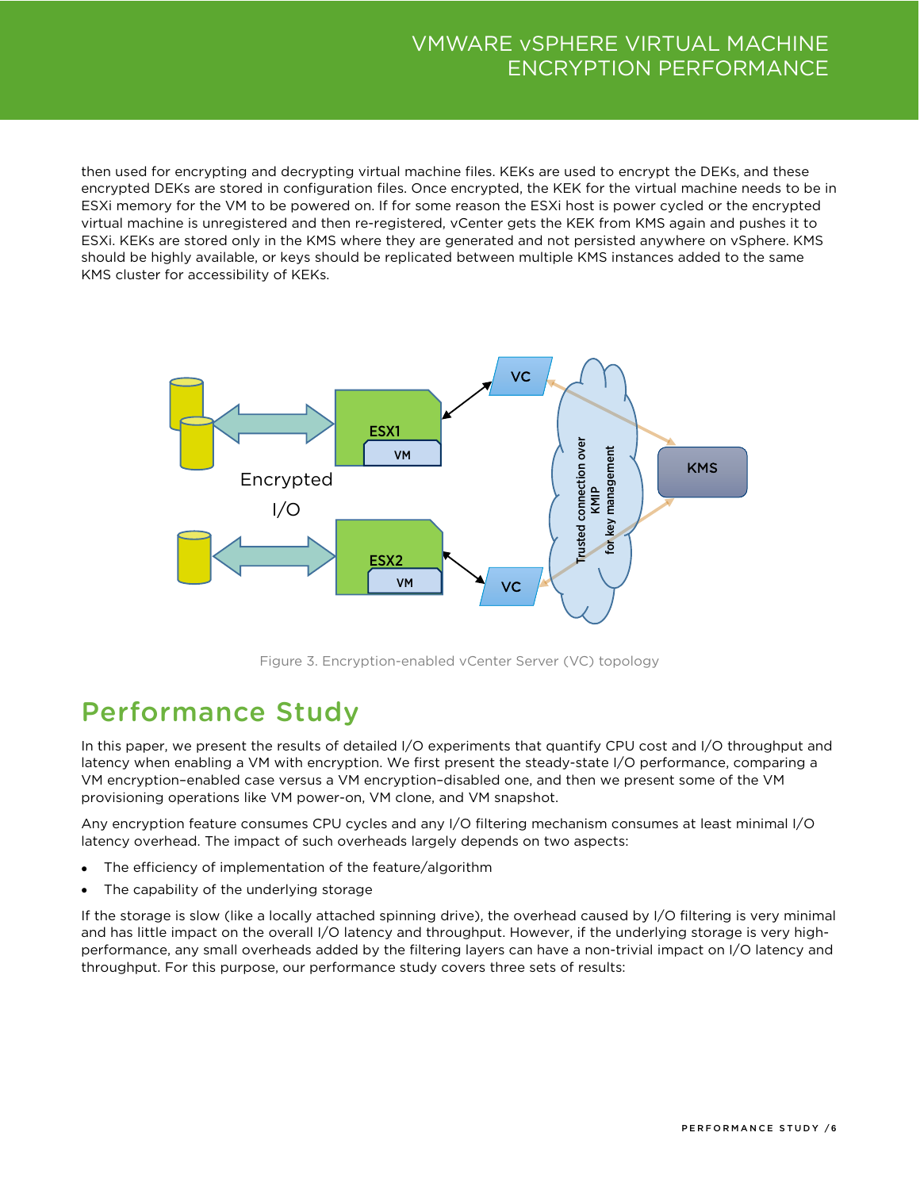then used for encrypting and decrypting virtual machine files. KEKs are used to encrypt the DEKs, and these encrypted DEKs are stored in configuration files. Once encrypted, the KEK for the virtual machine needs to be in ESXi memory for the VM to be powered on. If for some reason the ESXi host is power cycled or the encrypted virtual machine is unregistered and then re-registered, vCenter gets the KEK from KMS again and pushes it to ESXi. KEKs are stored only in the KMS where they are generated and not persisted anywhere on vSphere. KMS should be highly available, or keys should be replicated between multiple KMS instances added to the same KMS cluster for accessibility of KEKs.

Figure 3. Encryption-enabled vCenter Server (VC) topology

## Performance Study

In this paper, we present the results of detailed I/O experiments that quantify CPU cost and I/O throughput and latency when enabling a VM with encryption. We first present the steady-state I/O performance, comparing a VM encryption–enabled case versus a VM encryption–disabled one, and then we present some of the VM provisioning operations like VM power-on, VM clone, and VM snapshot.

Any encryption feature consumes CPU cycles and any I/O filtering mechanism consumes at least minimal I/O latency overhead. The impact of such overheads largely depends on two aspects:

- The efficiency of implementation of the feature/algorithm
- The capability of the underlying storage

If the storage is slow (like a locally attached spinning drive), the overhead caused by I/O filtering is very minimal and has little impact on the overall I/O latency and throughput. However, if the underlying storage is very high-performance, any small overheads added by the filtering layers can have a non-trivial impact on I/O latency and throughput. For this purpose, our performance study covers three sets of results: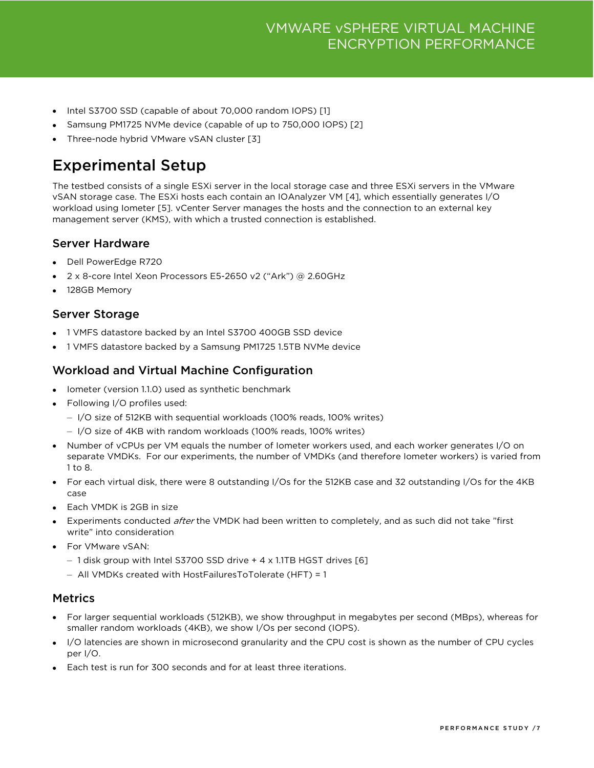- Intel S3700 SSD (capable of about 70,000 random IOPS) [1]
- Samsung PM1725 NVMe device (capable of up to 750,000 IOPS) [2]
- Three-node hybrid VMware vSAN cluster [3]

# Experimental Setup

The testbed consists of a single ESXi server in the local storage case and three ESXi servers in the VMware vSAN storage case. The ESXi hosts each contain an IOAnalyzer VM [4], which essentially generates I/O workload using Iometer [5]. vCenter Server manages the hosts and the connection to an external key management server (KMS), with which a trusted connection is established.

## Server Hardware

- Dell PowerEdge R720
- 2 x 8-core Intel Xeon Processors E5-2650 v2 ("Ark") @ 2.60GHz
- 128GB Memory

## Server Storage

- 1 VMFS datastore backed by an Intel S3700 400GB SSD device
- 1 VMFS datastore backed by a Samsung PM1725 1.5TB NVMe device

## Workload and Virtual Machine Configuration

- Iometer (version 1.1.0) used as synthetic benchmark
- Following I/O profiles used:
  - I/O size of 512KB with sequential workloads (100% reads, 100% writes)
  - I/O size of 4KB with random workloads (100% reads, 100% writes)
- Number of vCPUs per VM equals the number of Iometer workers used, and each worker generates I/O on separate VMDKs. For our experiments, the number of VMDKs (and therefore Iometer workers) is varied from 1 to 8.
- For each virtual disk, there were 8 outstanding I/Os for the 512KB case and 32 outstanding I/Os for the 4KB case
- Each VMDK is 2GB in size
- Experiments conducted *after* the VMDK had been written to completely, and as such did not take "first write" into consideration
- For VMware vSAN:
  - 1 disk group with Intel S3700 SSD drive + 4 x 1.1TB HGST drives [6]
  - All VMDKs created with HostFailuresToTolerate (HFT) = 1

## Metrics

- For larger sequential workloads (512KB), we show throughput in megabytes per second (MBps), whereas for smaller random workloads (4KB), we show I/Os per second (IOPS).
- I/O latencies are shown in microsecond granularity and the CPU cost is shown as the number of CPU cycles per I/O.
- Each test is run for 300 seconds and for at least three iterations.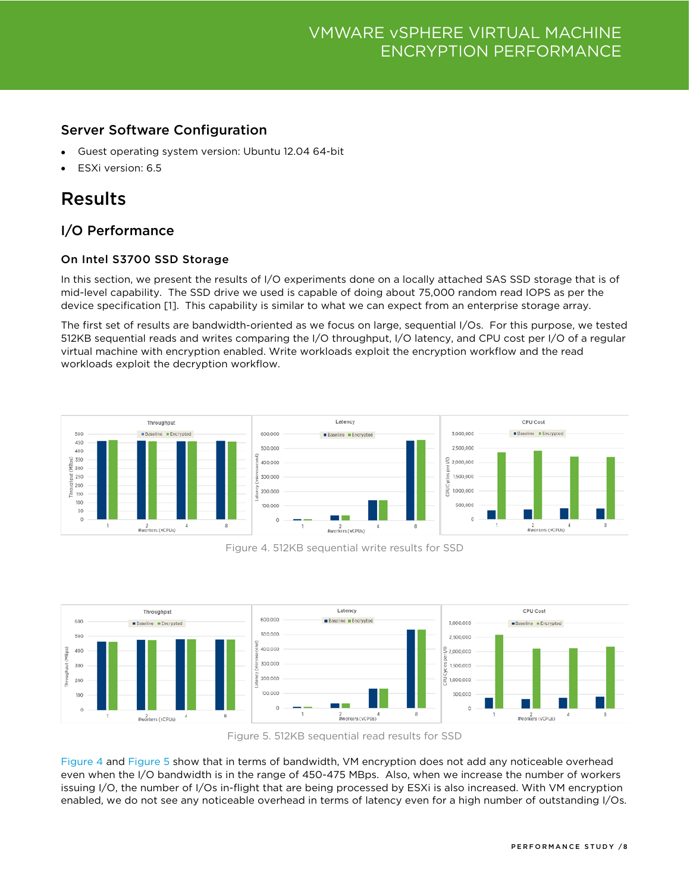### Server Software Configuration

- Guest operating system version: Ubuntu 12.04 64-bit
- ESXi version: 6.5

## Results

### I/O Performance

#### On Intel S3700 SSD Storage

In this section, we present the results of I/O experiments done on a locally attached SAS SSD storage that is of mid-level capability. The SSD drive we used is capable of doing about 75,000 random read IOPS as per the device specification [1]. This capability is similar to what we can expect from an enterprise storage array.

The first set of results are bandwidth-oriented as we focus on large, sequential I/Os. For this purpose, we tested 512KB sequential reads and writes comparing the I/O throughput, I/O latency, and CPU cost per I/O of a regular virtual machine with encryption enabled. Write workloads exploit the encryption workflow and the read workloads exploit the decryption workflow.

Figure 4. 512KB sequential write results for SSD

Figure 5. 512KB sequential read results for SSD

Figure 4 and Figure 5 show that in terms of bandwidth, VM encryption does not add any noticeable overhead even when the I/O bandwidth is in the range of 450-475 MBps. Also, when we increase the number of workers issuing I/O, the number of I/Os in-flight that are being processed by ESXi is also increased. With VM encryption enabled, we do not see any noticeable overhead in terms of latency even for a high number of outstanding I/Os.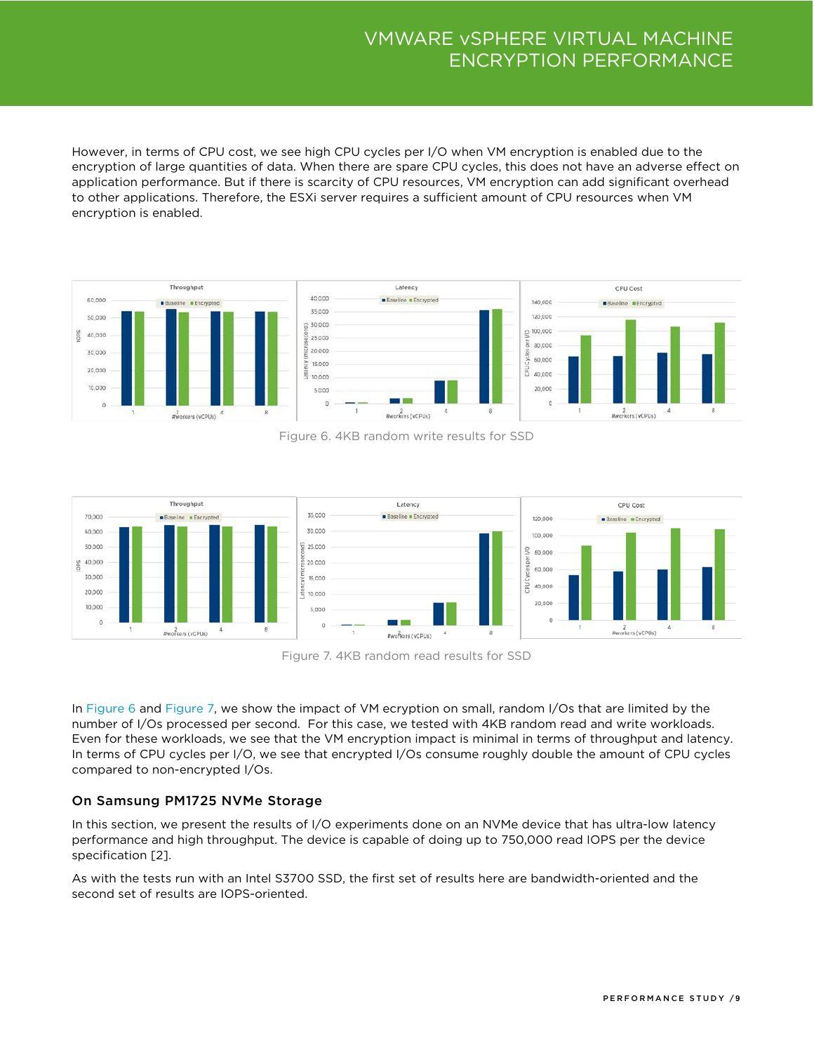However, in terms of CPU cost, we see high CPU cycles per I/O when VM encryption is enabled due to the encryption of large quantities of data. When there are spare CPU cycles, this does not have an adverse effect on application performance. But if there is scarcity of CPU resources, VM encryption can add significant overhead to other applications. Therefore, the ESXi server requires a sufficient amount of CPU resources when VM encryption is enabled.

Figure 6. 4KB random write results for SSD

Figure 7. 4KB random read results for SSD

In Figure 6 and Figure 7, we show the impact of VM ecryption on small, random I/Os that are limited by the number of I/Os processed per second. For this case, we tested with 4KB random read and write workloads. Even for these workloads, we see that the VM encryption impact is minimal in terms of throughput and latency. In terms of CPU cycles per I/O, we see that encrypted I/Os consume roughly double the amount of CPU cycles compared to non-encrypted I/Os.

### On Samsung PM1725 NVMe Storage

In this section, we present the results of I/O experiments done on an NVMe device that has ultra-low latency performance and high throughput. The device is capable of doing up to 750,000 read IOPS per the device specification [2].

As with the tests run with an Intel S3700 SSD, the first set of results here are bandwidth-oriented and the second set of results are IOPS-oriented.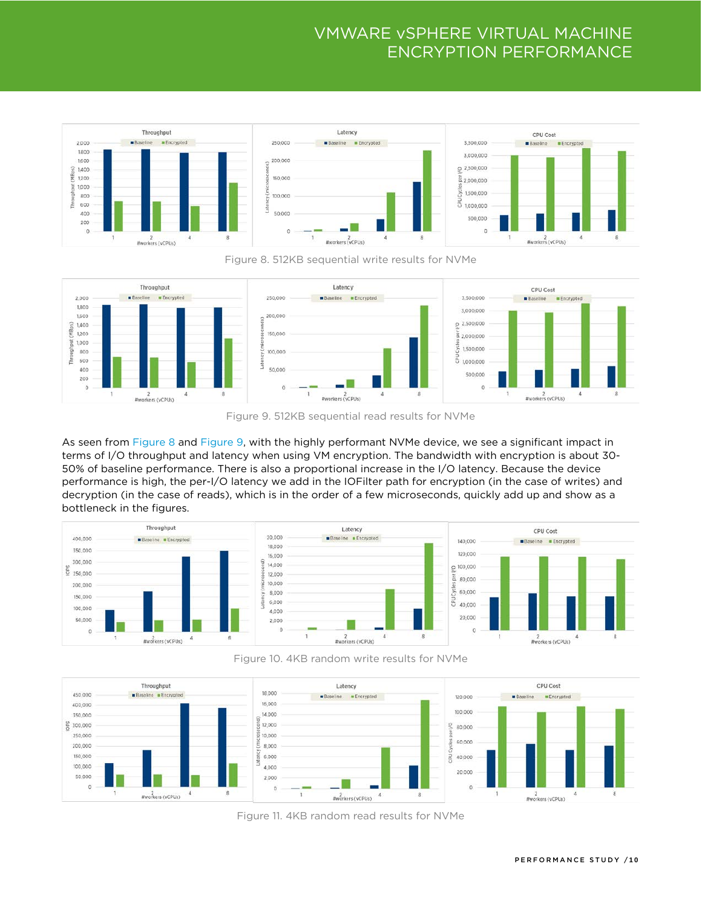Figure 8. 512KB sequential write results for NVMe

Figure 9. 512KB sequential read results for NVMe

As seen from Figure 8 and Figure 9, with the highly performant NVMe device, we see a significant impact in terms of I/O throughput and latency when using VM encryption. The bandwidth with encryption is about 30-50% of baseline performance. There is also a proportional increase in the I/O latency. Because the device performance is high, the per-I/O latency we add in the IOFilter path for encryption (in the case of writes) and decryption (in the case of reads), which is in the order of a few microseconds, quickly add up and show as a bottleneck in the figures.

Figure 10. 4KB random write results for NVMe

Figure 11. 4KB random read results for NVMe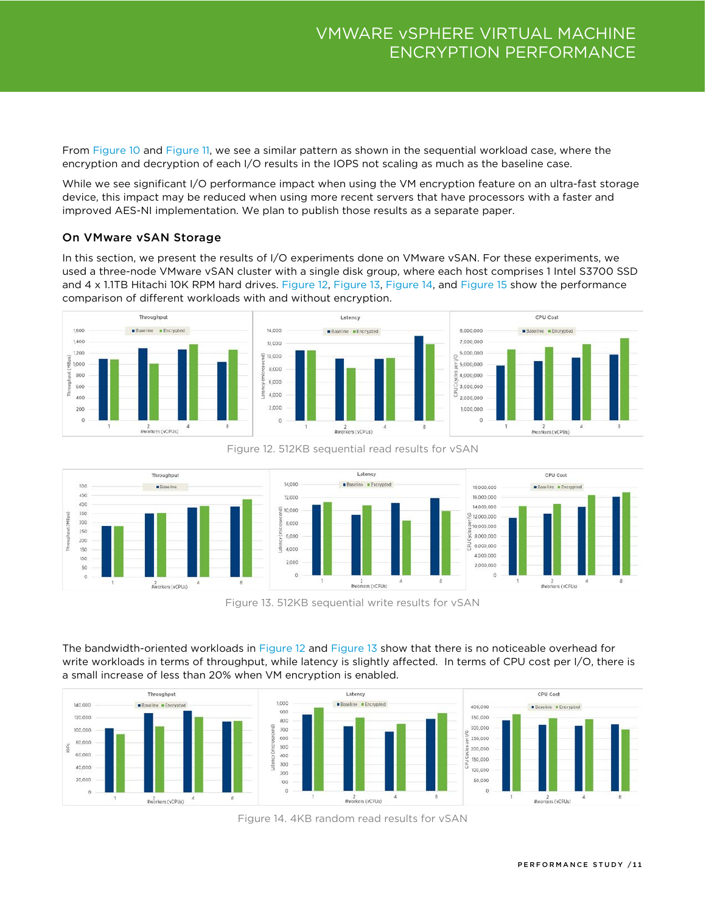From Figure 10 and Figure 11, we see a similar pattern as shown in the sequential workload case, where the encryption and decryption of each I/O results in the IOPS not scaling as much as the baseline case.

While we see significant I/O performance impact when using the VM encryption feature on an ultra-fast storage device, this impact may be reduced when using more recent servers that have processors with a faster and improved AES-NI implementation. We plan to publish those results as a separate paper.

### On VMware vSAN Storage

In this section, we present the results of I/O experiments done on VMware vSAN. For these experiments, we used a three-node VMware vSAN cluster with a single disk group, where each host comprises 1 Intel S3700 SSD and 4 x 1.1TB Hitachi 10K RPM hard drives. Figure 12, Figure 13, Figure 14, and Figure 15 show the performance comparison of different workloads with and without encryption.

Figure 12. 512KB sequential read results for vSAN

Figure 13. 512KB sequential write results for vSAN

The bandwidth-oriented workloads in Figure 12 and Figure 13 show that there is no noticeable overhead for write workloads in terms of throughput, while latency is slightly affected. In terms of CPU cost per I/O, there is a small increase of less than 20% when VM encryption is enabled.

Figure 14. 4KB random read results for vSAN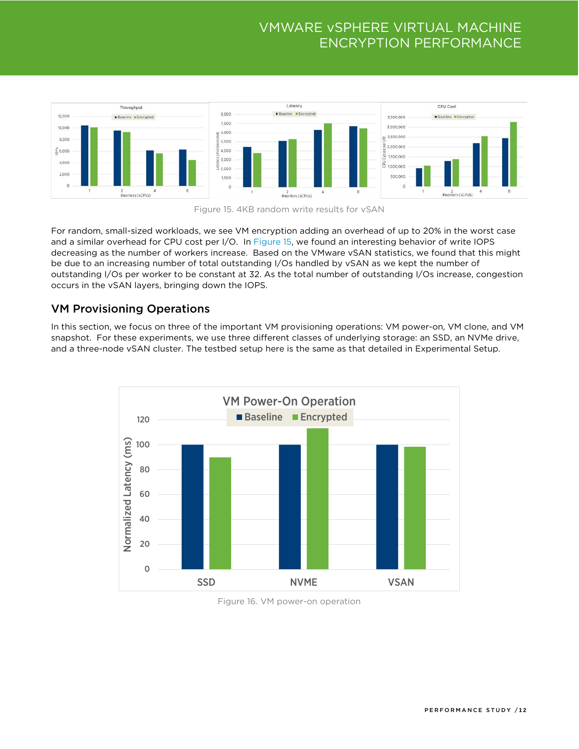Figure 15. 4KB random write results for vSAN

For random, small-sized workloads, we see VM encryption adding an overhead of up to 20% in the worst case and a similar overhead for CPU cost per I/O. In Figure 15, we found an interesting behavior of write IOPS decreasing as the number of workers increase. Based on the VMware vSAN statistics, we found that this might be due to an increasing number of total outstanding I/Os handled by vSAN as we kept the number of outstanding I/Os per worker to be constant at 32. As the total number of outstanding I/Os increase, congestion occurs in the vSAN layers, bringing down the IOPS.

## VM Provisioning Operations

In this section, we focus on three of the important VM provisioning operations: VM power-on, VM clone, and VM snapshot. For these experiments, we use three different classes of underlying storage: an SSD, an NVMe drive, and a three-node vSAN cluster. The testbed setup here is the same as that detailed in Experimental Setup.

Figure 16. VM power-on operation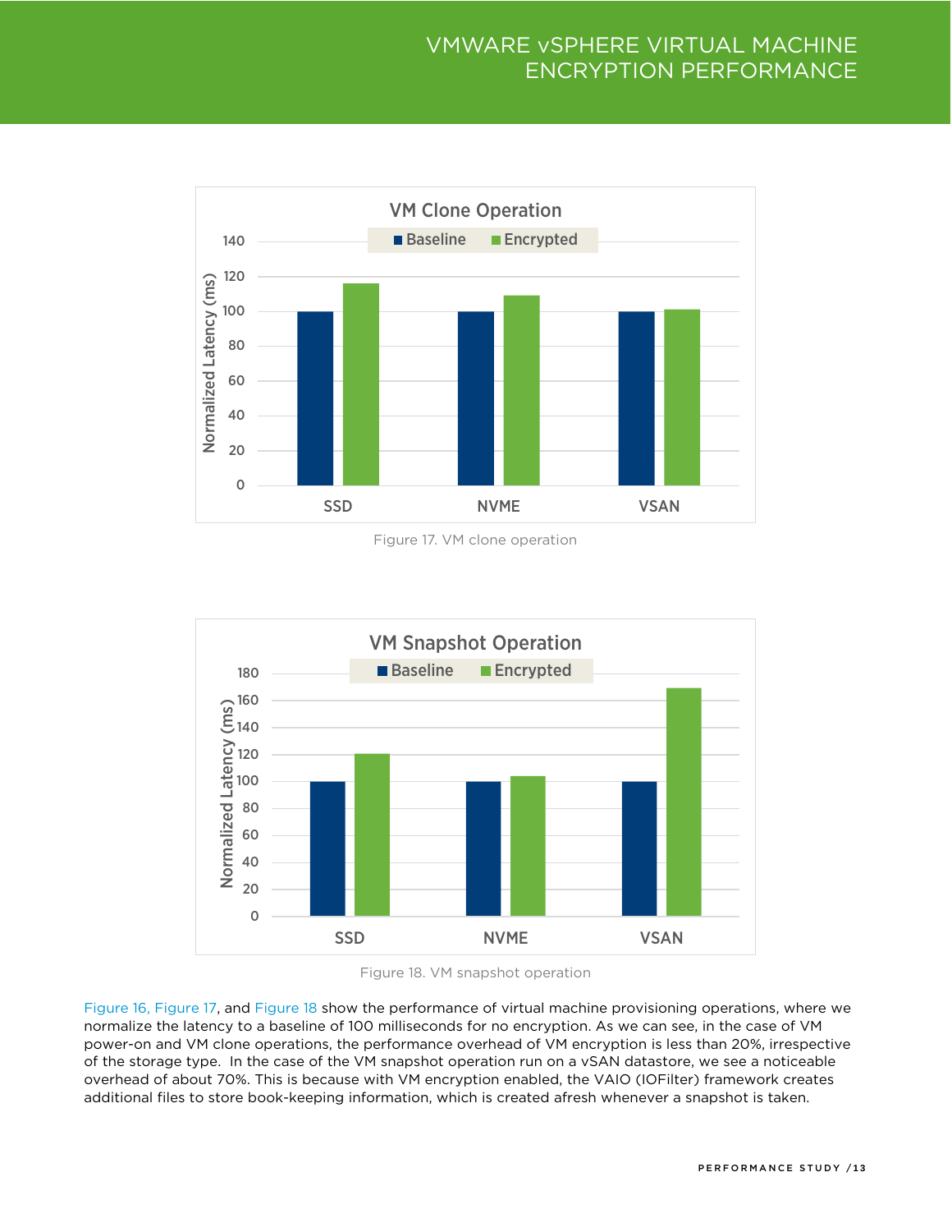Figure 17. VM clone operation

Figure 18. VM snapshot operation

Figure 16, Figure 17, and Figure 18 show the performance of virtual machine provisioning operations, where we normalize the latency to a baseline of 100 milliseconds for no encryption. As we can see, in the case of VM power-on and VM clone operations, the performance overhead of VM encryption is less than 20%, irrespective of the storage type. In the case of the VM snapshot operation run on a vSAN datastore, we see a noticeable overhead of about 70%. This is because with VM encryption enabled, the VAIO (IOFilter) framework creates additional files to store book-keeping information, which is created afresh whenever a snapshot is taken.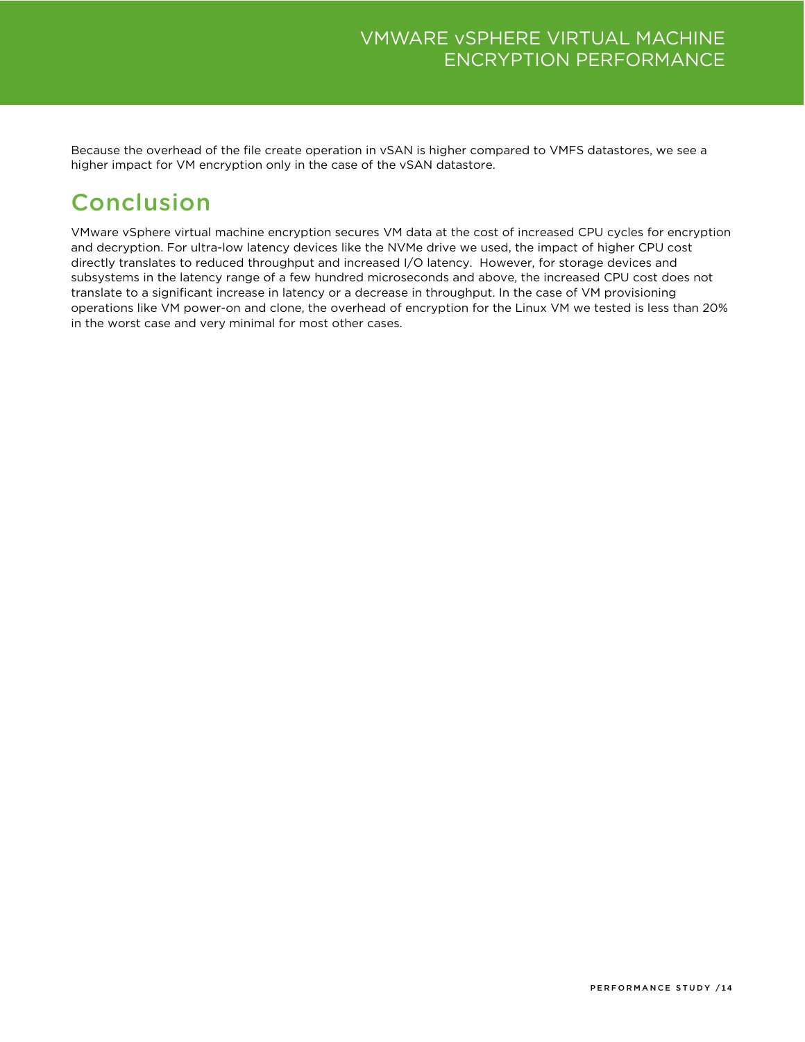Because the overhead of the file create operation in vSAN is higher compared to VMFS datastores, we see a higher impact for VM encryption only in the case of the vSAN datastore.

# Conclusion

VMware vSphere virtual machine encryption secures VM data at the cost of increased CPU cycles for encryption and decryption. For ultra-low latency devices like the NVMe drive we used, the impact of higher CPU cost directly translates to reduced throughput and increased I/O latency. However, for storage devices and subsystems in the latency range of a few hundred microseconds and above, the increased CPU cost does not translate to a significant increase in latency or a decrease in throughput. In the case of VM provisioning operations like VM power-on and clone, the overhead of encryption for the Linux VM we tested is less than 20% in the worst case and very minimal for most other cases.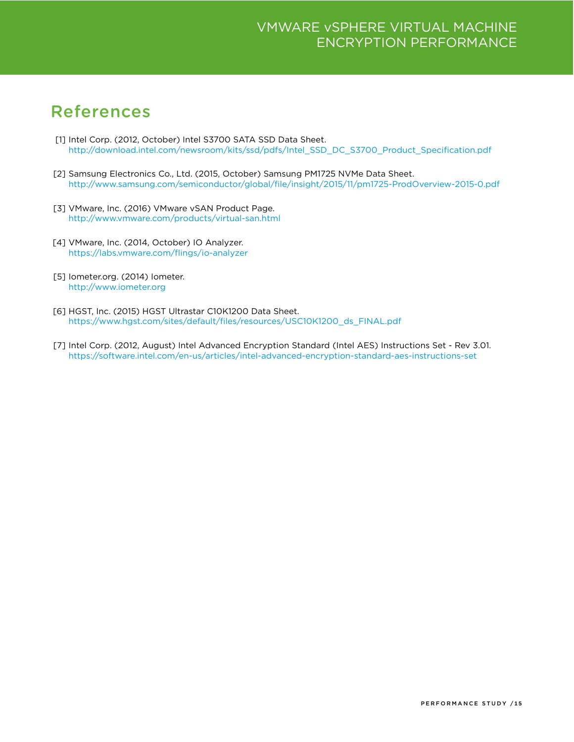## References

[1] Intel Corp. (2012, October) Intel S3700 SATA SSD Data Sheet.
http://download.intel.com/newsroom/kits/ssd/pdfs/Intel_SSD_DC_S3700_Product_Specification.pdf

[2] Samsung Electronics Co., Ltd. (2015, October) Samsung PM1725 NVMe Data Sheet.
http://www.samsung.com/semiconductor/global/file/insight/2015/11/pm1725-ProdOverview-2015-0.pdf

[3] VMware, Inc. (2016) VMware vSAN Product Page.
http://www.vmware.com/products/virtual-san.html

[4] VMware, Inc. (2014, October) IO Analyzer.
https://labs.vmware.com/flings/io-analyzer

[5] Iometer.org. (2014) Iometer.
http://www.iometer.org

[6] HGST, Inc. (2015) HGST Ultrastar C10K1200 Data Sheet.
https://www.hgst.com/sites/default/files/resources/USC10K1200_ds_FINAL.pdf

[7] Intel Corp. (2012, August) Intel Advanced Encryption Standard (Intel AES) Instructions Set - Rev 3.01.
https://software.intel.com/en-us/articles/intel-advanced-encryption-standard-aes-instructions-set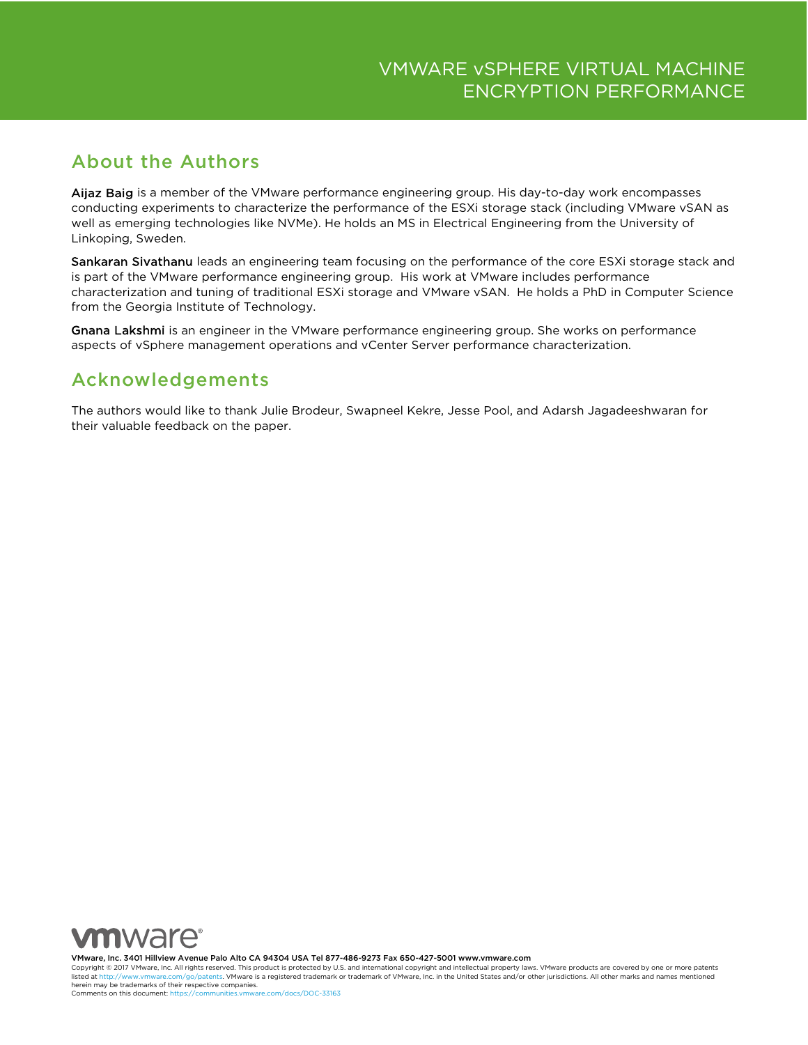## About the Authors

**Aijaz Baig** is a member of the VMware performance engineering group. His day-to-day work encompasses conducting experiments to characterize the performance of the ESXi storage stack (including VMware vSAN as well as emerging technologies like NVMe). He holds an MS in Electrical Engineering from the University of Linkoping, Sweden.

**Sankaran Sivathanu** leads an engineering team focusing on the performance of the core ESXi storage stack and is part of the VMware performance engineering group. His work at VMware includes performance characterization and tuning of traditional ESXi storage and VMware vSAN. He holds a PhD in Computer Science from the Georgia Institute of Technology.

**Gnana Lakshmi** is an engineer in the VMware performance engineering group. She works on performance aspects of vSphere management operations and vCenter Server performance characterization.

## Acknowledgements

The authors would like to thank Julie Brodeur, Swapneel Kekre, Jesse Pool, and Adarsh Jagadeeshwaran for their valuable feedback on the paper.

**VMware, Inc. 3401 Hillview Avenue Palo Alto CA 94304 USA Tel 877-486-9273 Fax 650-427-5001 www.vmware.com**

Copyright © 2017 VMware, Inc. All rights reserved. This product is protected by U.S. and international copyright and intellectual property laws. VMware products are covered by one or more patents listed at http://www.vmware.com/go/patents. VMware is a registered trademark or trademark of VMware, Inc. in the United States and/or other jurisdictions. All other marks and names mentioned herein may be trademarks of their respective companies.

Comments on this document: https://communities.vmware.com/docs/DOC-33163